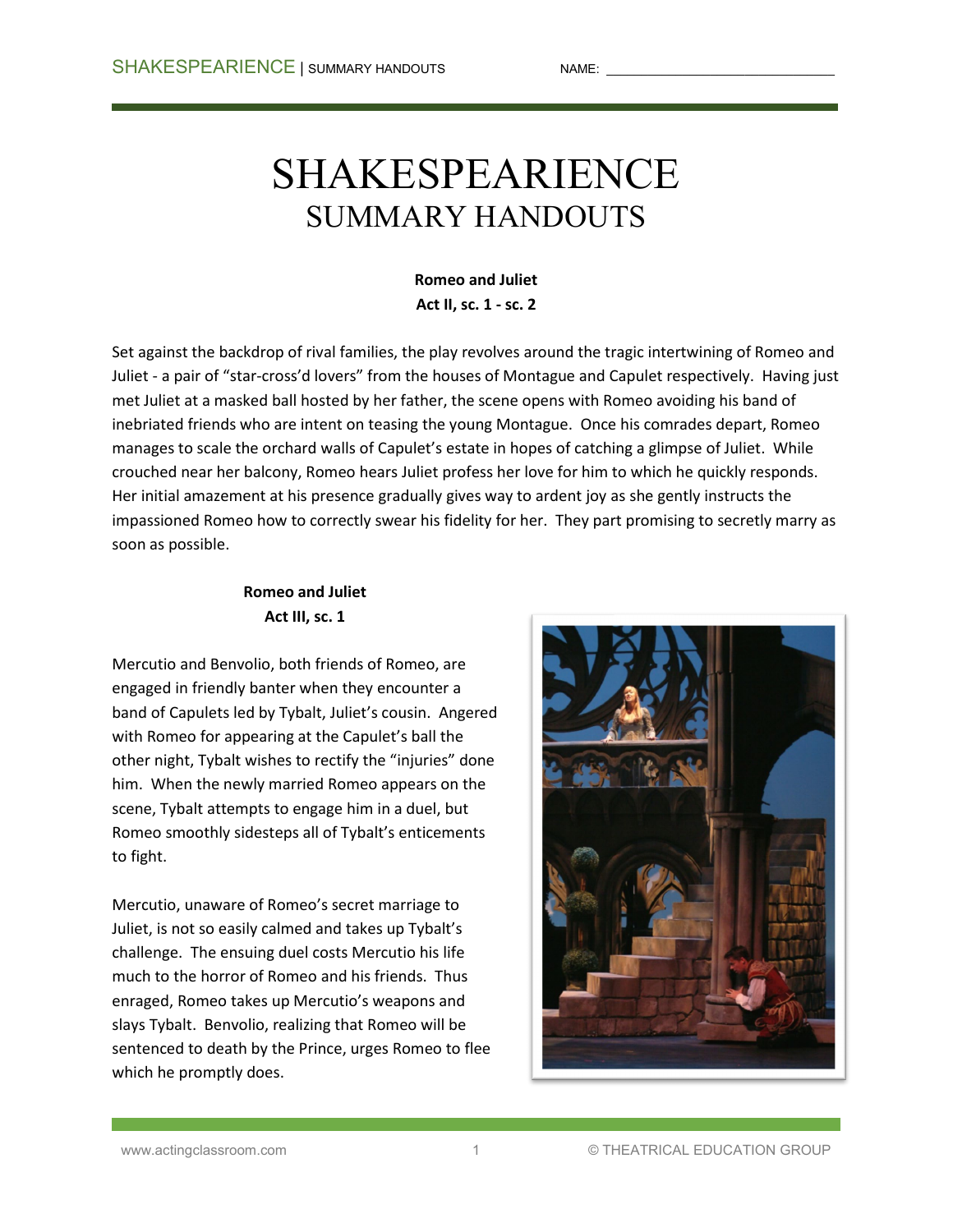# SHAKESPEARIENCE
## SUMMARY HANDOUTS

NAME: ______________________________

**Romeo and Juliet**
**Act II, sc. 1 - sc. 2**

Set against the backdrop of rival families, the play revolves around the tragic intertwining of Romeo and Juliet - a pair of "star-cross'd lovers" from the houses of Montague and Capulet respectively. Having just met Juliet at a masked ball hosted by her father, the scene opens with Romeo avoiding his band of inebriated friends who are intent on teasing the young Montague. Once his comrades depart, Romeo manages to scale the orchard walls of Capulet's estate in hopes of catching a glimpse of Juliet. While crouched near her balcony, Romeo hears Juliet profess her love for him to which he quickly responds. Her initial amazement at his presence gradually gives way to ardent joy as she gently instructs the impassioned Romeo how to correctly swear his fidelity for her. They part promising to secretly marry as soon as possible.

**Romeo and Juliet**
**Act III, sc. 1**

Mercutio and Benvolio, both friends of Romeo, are engaged in friendly banter when they encounter a band of Capulets led by Tybalt, Juliet's cousin. Angered with Romeo for appearing at the Capulet's ball the other night, Tybalt wishes to rectify the "injuries" done him. When the newly married Romeo appears on the scene, Tybalt attempts to engage him in a duel, but Romeo smoothly sidesteps all of Tybalt's enticements to fight.

Mercutio, unaware of Romeo's secret marriage to Juliet, is not so easily calmed and takes up Tybalt's challenge. The ensuing duel costs Mercutio his life much to the horror of Romeo and his friends. Thus enraged, Romeo takes up Mercutio's weapons and slays Tybalt. Benvolio, realizing that Romeo will be sentenced to death by the Prince, urges Romeo to flee which he promptly does.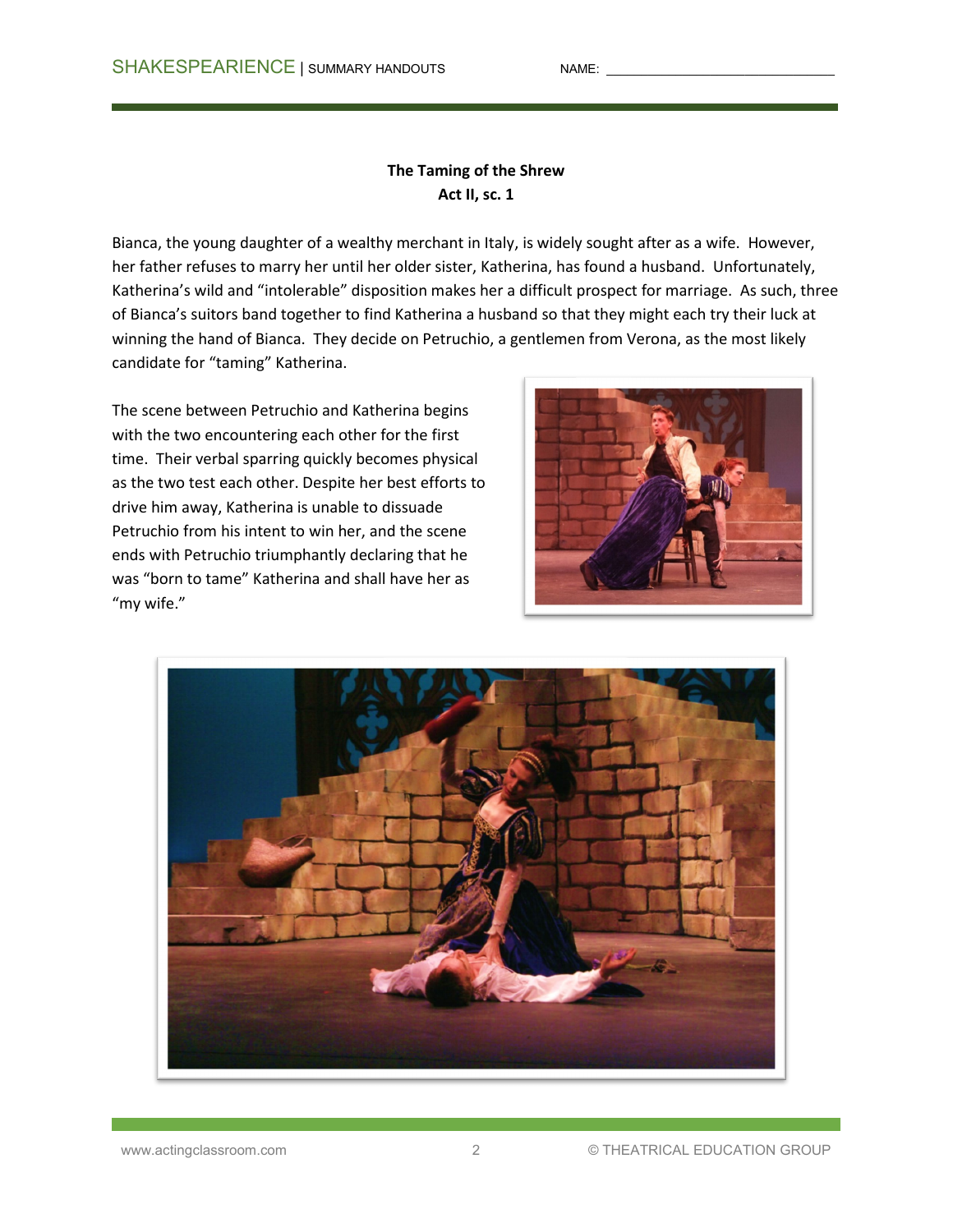**The Taming of the Shrew**
**Act II, sc. 1**

Bianca, the young daughter of a wealthy merchant in Italy, is widely sought after as a wife. However, her father refuses to marry her until her older sister, Katherina, has found a husband. Unfortunately, Katherina's wild and "intolerable" disposition makes her a difficult prospect for marriage. As such, three of Bianca's suitors band together to find Katherina a husband so that they might each try their luck at winning the hand of Bianca. They decide on Petruchio, a gentlemen from Verona, as the most likely candidate for "taming" Katherina.

The scene between Petruchio and Katherina begins with the two encountering each other for the first time. Their verbal sparring quickly becomes physical as the two test each other. Despite her best efforts to drive him away, Katherina is unable to dissuade Petruchio from his intent to win her, and the scene ends with Petruchio triumphantly declaring that he was "born to tame" Katherina and shall have her as "my wife."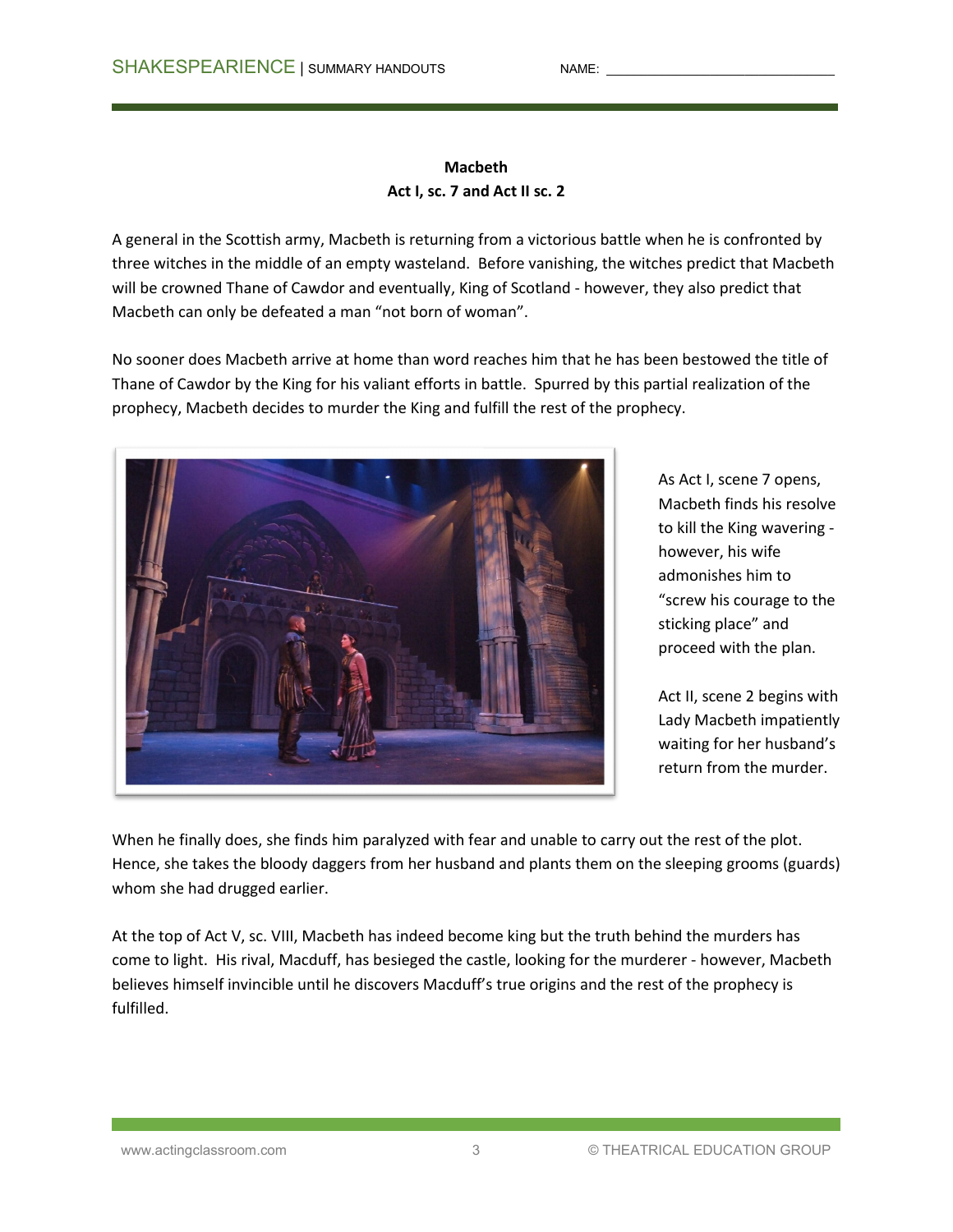**Macbeth**
**Act I, sc. 7 and Act II sc. 2**

A general in the Scottish army, Macbeth is returning from a victorious battle when he is confronted by three witches in the middle of an empty wasteland. Before vanishing, the witches predict that Macbeth will be crowned Thane of Cawdor and eventually, King of Scotland - however, they also predict that Macbeth can only be defeated a man “not born of woman”.

No sooner does Macbeth arrive at home than word reaches him that he has been bestowed the title of Thane of Cawdor by the King for his valiant efforts in battle. Spurred by this partial realization of the prophecy, Macbeth decides to murder the King and fulfill the rest of the prophecy.

As Act I, scene 7 opens, Macbeth finds his resolve to kill the King wavering - however, his wife admonishes him to “screw his courage to the sticking place” and proceed with the plan.

Act II, scene 2 begins with Lady Macbeth impatiently waiting for her husband’s return from the murder.

When he finally does, she finds him paralyzed with fear and unable to carry out the rest of the plot. Hence, she takes the bloody daggers from her husband and plants them on the sleeping grooms (guards) whom she had drugged earlier.

At the top of Act V, sc. VIII, Macbeth has indeed become king but the truth behind the murders has come to light. His rival, Macduff, has besieged the castle, looking for the murderer - however, Macbeth believes himself invincible until he discovers Macduff’s true origins and the rest of the prophecy is fulfilled.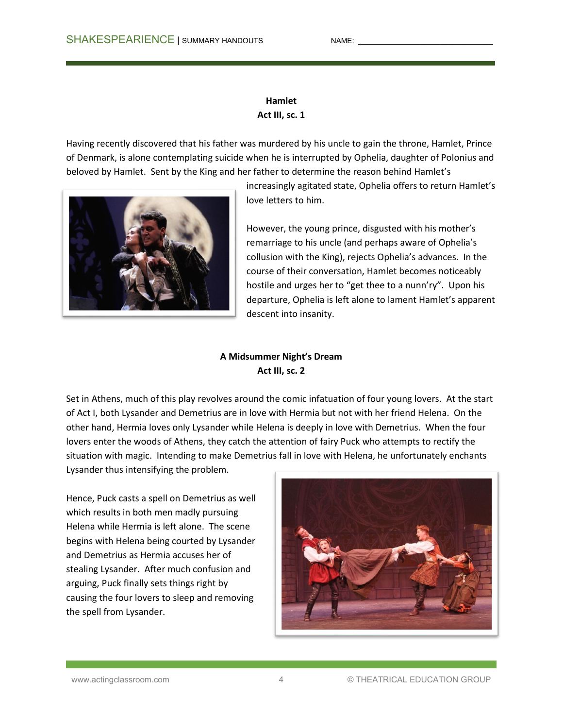## Hamlet
### Act III, sc. 1

Having recently discovered that his father was murdered by his uncle to gain the throne, Hamlet, Prince of Denmark, is alone contemplating suicide when he is interrupted by Ophelia, daughter of Polonius and beloved by Hamlet. Sent by the King and her father to determine the reason behind Hamlet's increasingly agitated state, Ophelia offers to return Hamlet's love letters to him.

However, the young prince, disgusted with his mother's remarriage to his uncle (and perhaps aware of Ophelia's collusion with the King), rejects Ophelia's advances. In the course of their conversation, Hamlet becomes noticeably hostile and urges her to "get thee to a nunn'ry". Upon his departure, Ophelia is left alone to lament Hamlet's apparent descent into insanity.

## A Midsummer Night's Dream
### Act III, sc. 2

Set in Athens, much of this play revolves around the comic infatuation of four young lovers. At the start of Act I, both Lysander and Demetrius are in love with Hermia but not with her friend Helena. On the other hand, Hermia loves only Lysander while Helena is deeply in love with Demetrius. When the four lovers enter the woods of Athens, they catch the attention of fairy Puck who attempts to rectify the situation with magic. Intending to make Demetrius fall in love with Helena, he unfortunately enchants Lysander thus intensifying the problem.

Hence, Puck casts a spell on Demetrius as well which results in both men madly pursuing Helena while Hermia is left alone. The scene begins with Helena being courted by Lysander and Demetrius as Hermia accuses her of stealing Lysander. After much confusion and arguing, Puck finally sets things right by causing the four lovers to sleep and removing the spell from Lysander.